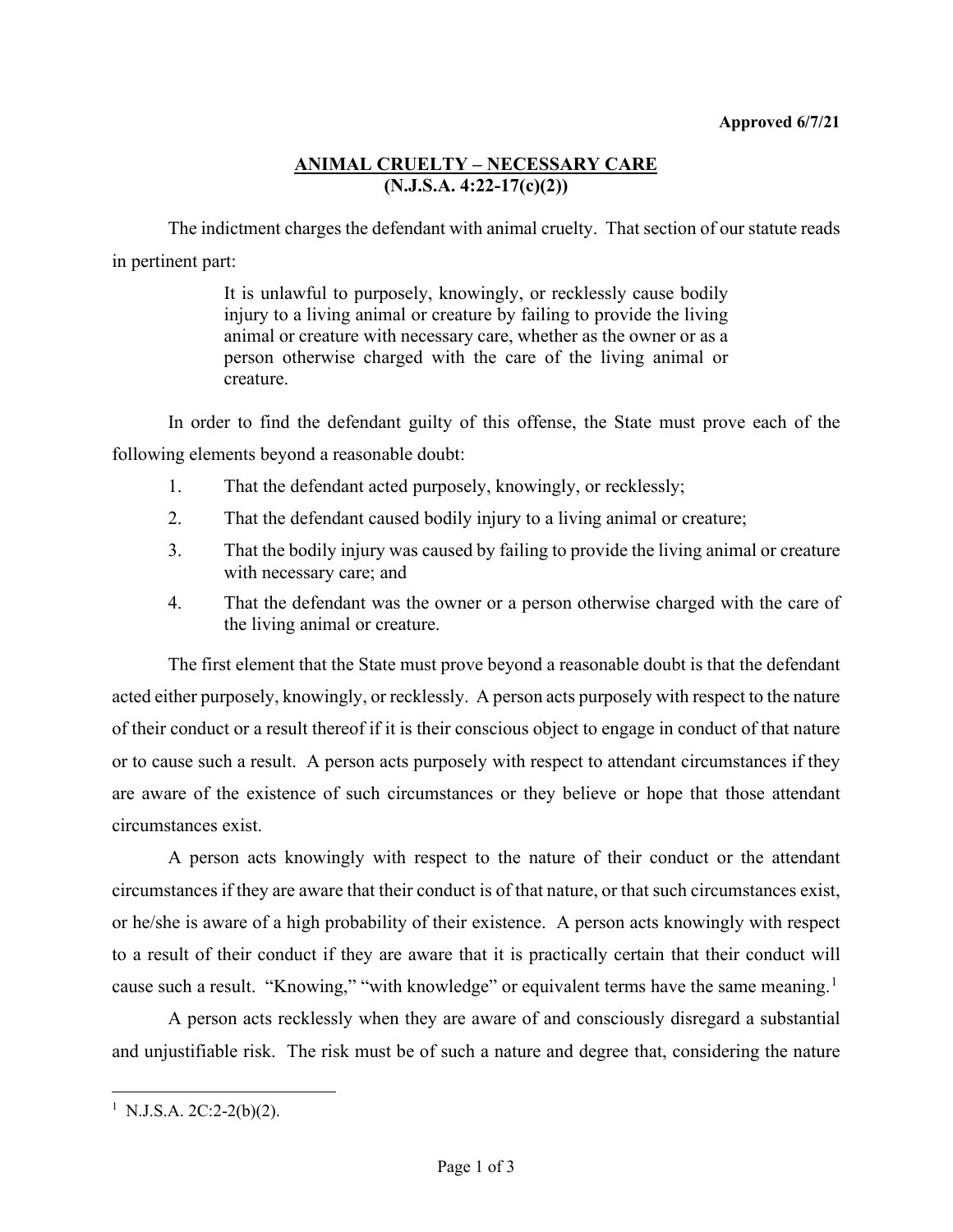**Approved 6/7/21**

# ANIMAL CRUELTY – NECESSARY CARE
## (N.J.S.A. 4:22-17(c)(2))

The indictment charges the defendant with animal cruelty. That section of our statute reads in pertinent part:

> It is unlawful to purposely, knowingly, or recklessly cause bodily injury to a living animal or creature by failing to provide the living animal or creature with necessary care, whether as the owner or as a person otherwise charged with the care of the living animal or creature.

In order to find the defendant guilty of this offense, the State must prove each of the following elements beyond a reasonable doubt:

1. That the defendant acted purposely, knowingly, or recklessly;
2. That the defendant caused bodily injury to a living animal or creature;
3. That the bodily injury was caused by failing to provide the living animal or creature with necessary care; and
4. That the defendant was the owner or a person otherwise charged with the care of the living animal or creature.

The first element that the State must prove beyond a reasonable doubt is that the defendant acted either purposely, knowingly, or recklessly. A person acts purposely with respect to the nature of their conduct or a result thereof if it is their conscious object to engage in conduct of that nature or to cause such a result. A person acts purposely with respect to attendant circumstances if they are aware of the existence of such circumstances or they believe or hope that those attendant circumstances exist.

A person acts knowingly with respect to the nature of their conduct or the attendant circumstances if they are aware that their conduct is of that nature, or that such circumstances exist, or he/she is aware of a high probability of their existence. A person acts knowingly with respect to a result of their conduct if they are aware that it is practically certain that their conduct will cause such a result. "Knowing," "with knowledge" or equivalent terms have the same meaning.[1]

A person acts recklessly when they are aware of and consciously disregard a substantial and unjustifiable risk. The risk must be of such a nature and degree that, considering the nature

---

[1] N.J.S.A. 2C:2-2(b)(2).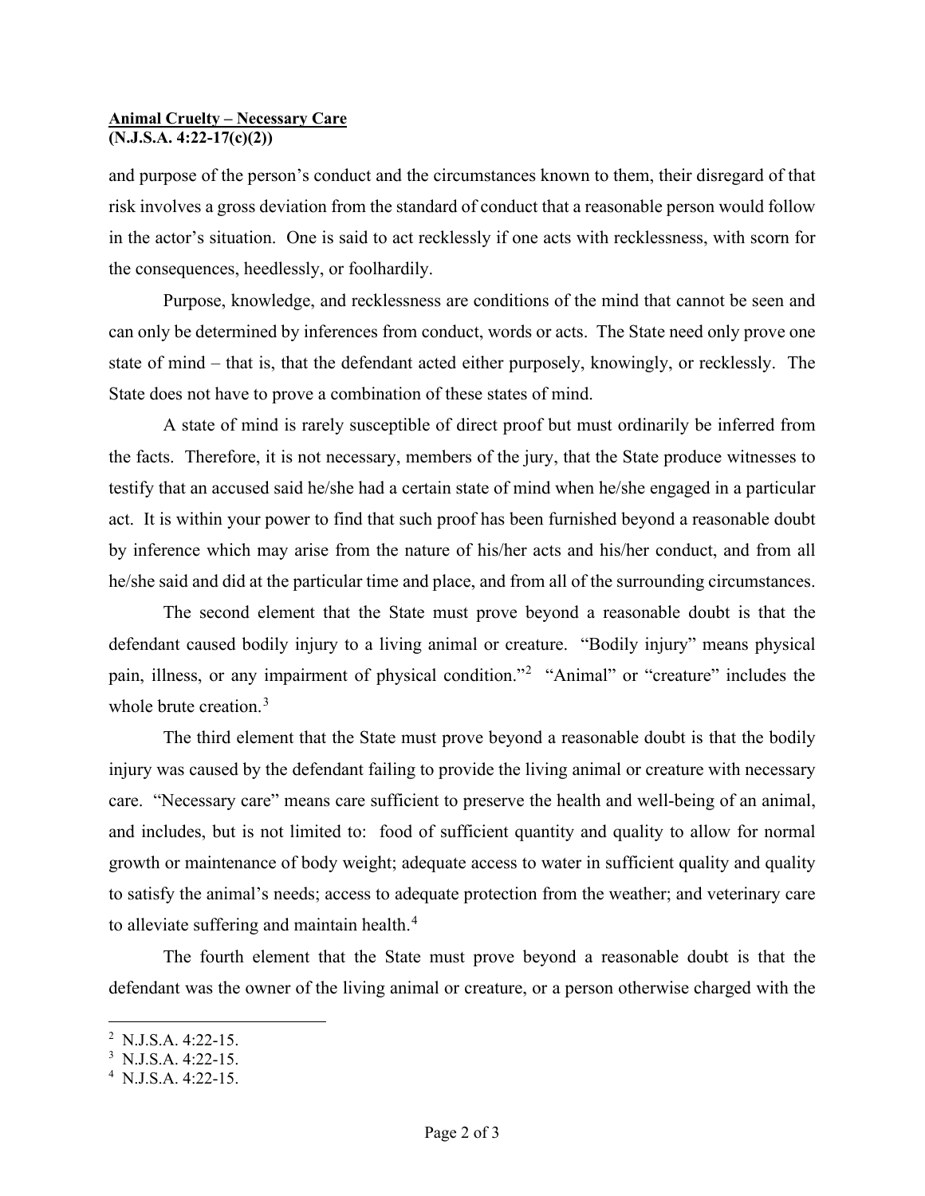and purpose of the person's conduct and the circumstances known to them, their disregard of that risk involves a gross deviation from the standard of conduct that a reasonable person would follow in the actor's situation. One is said to act recklessly if one acts with recklessness, with scorn for the consequences, heedlessly, or foolhardily.

Purpose, knowledge, and recklessness are conditions of the mind that cannot be seen and can only be determined by inferences from conduct, words or acts. The State need only prove one state of mind – that is, that the defendant acted either purposely, knowingly, or recklessly. The State does not have to prove a combination of these states of mind.

A state of mind is rarely susceptible of direct proof but must ordinarily be inferred from the facts. Therefore, it is not necessary, members of the jury, that the State produce witnesses to testify that an accused said he/she had a certain state of mind when he/she engaged in a particular act. It is within your power to find that such proof has been furnished beyond a reasonable doubt by inference which may arise from the nature of his/her acts and his/her conduct, and from all he/she said and did at the particular time and place, and from all of the surrounding circumstances.

The second element that the State must prove beyond a reasonable doubt is that the defendant caused bodily injury to a living animal or creature. "Bodily injury" means physical pain, illness, or any impairment of physical condition."[2] "Animal" or "creature" includes the whole brute creation.[3]

The third element that the State must prove beyond a reasonable doubt is that the bodily injury was caused by the defendant failing to provide the living animal or creature with necessary care. "Necessary care" means care sufficient to preserve the health and well-being of an animal, and includes, but is not limited to: food of sufficient quantity and quality to allow for normal growth or maintenance of body weight; adequate access to water in sufficient quality and quality to satisfy the animal's needs; access to adequate protection from the weather; and veterinary care to alleviate suffering and maintain health.[4]

The fourth element that the State must prove beyond a reasonable doubt is that the defendant was the owner of the living animal or creature, or a person otherwise charged with the

---

[2] N.J.S.A. 4:22-15.

[3] N.J.S.A. 4:22-15.

[4] N.J.S.A. 4:22-15.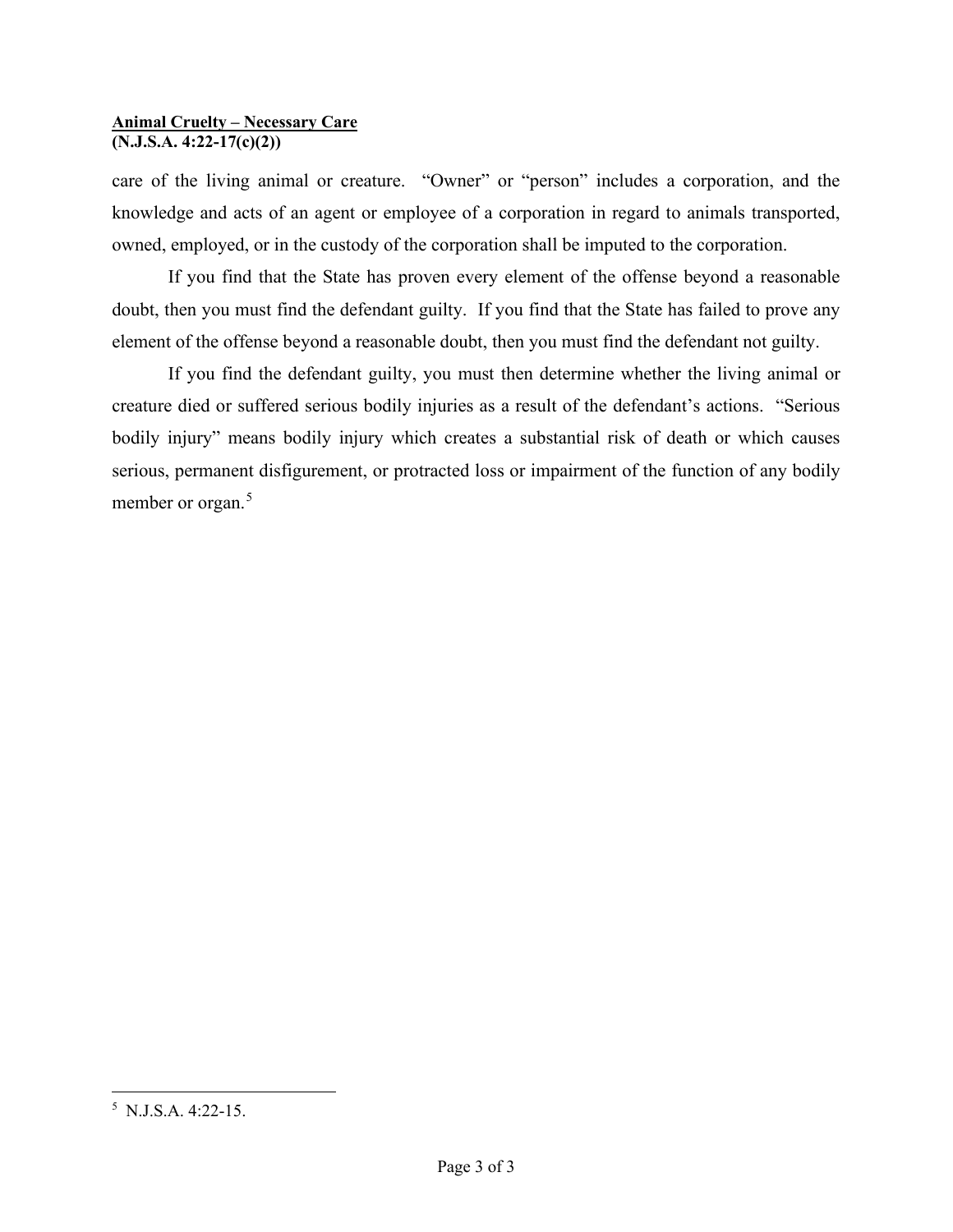care of the living animal or creature. "Owner" or "person" includes a corporation, and the knowledge and acts of an agent or employee of a corporation in regard to animals transported, owned, employed, or in the custody of the corporation shall be imputed to the corporation.

If you find that the State has proven every element of the offense beyond a reasonable doubt, then you must find the defendant guilty. If you find that the State has failed to prove any element of the offense beyond a reasonable doubt, then you must find the defendant not guilty.

If you find the defendant guilty, you must then determine whether the living animal or creature died or suffered serious bodily injuries as a result of the defendant's actions. "Serious bodily injury" means bodily injury which creates a substantial risk of death or which causes serious, permanent disfigurement, or protracted loss or impairment of the function of any bodily member or organ.[5]

---

[5] N.J.S.A. 4:22-15.